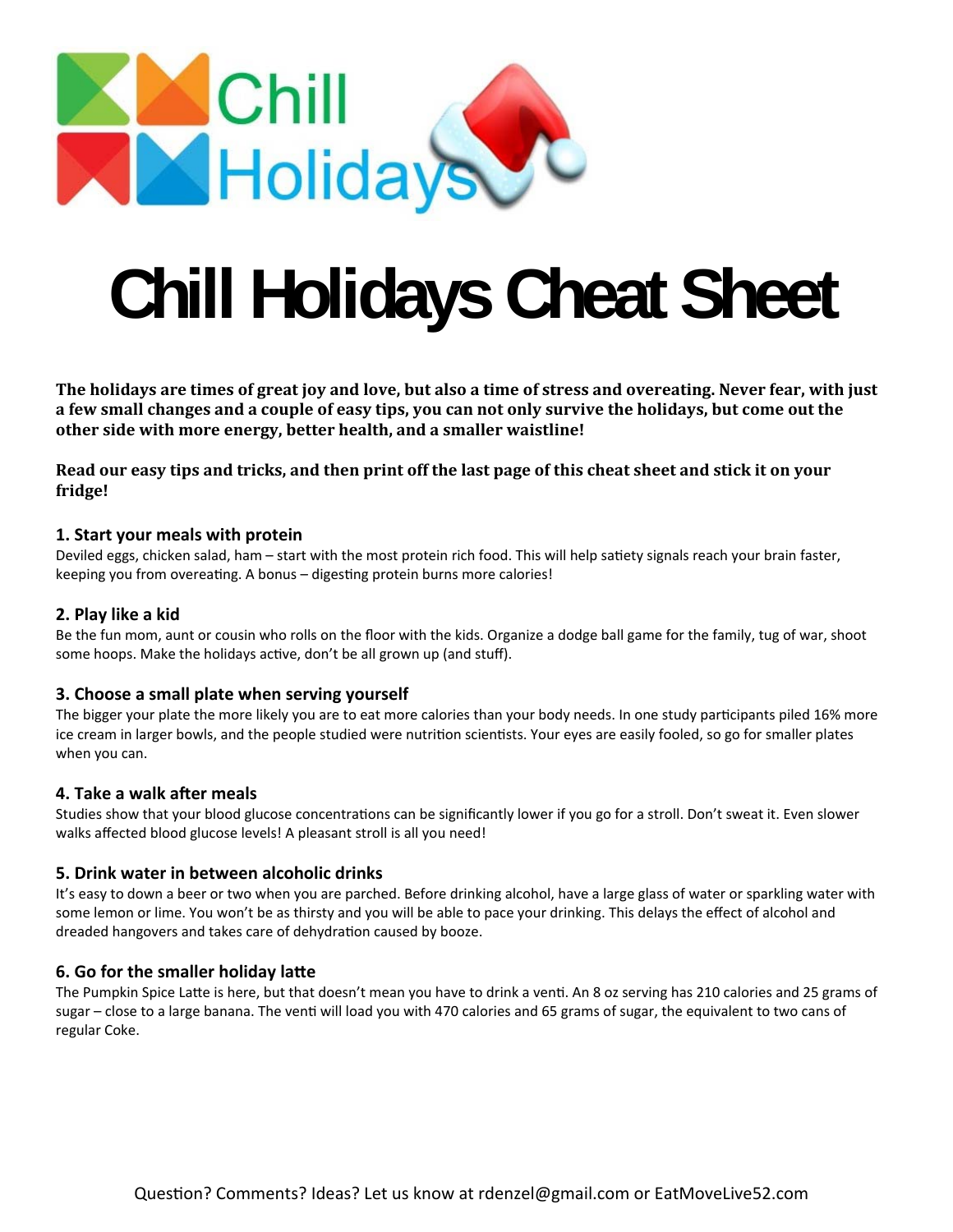# Chill Holidays Cheat Sheet

**The holidays are times of great joy and love, but also a time of stress and overeating. Never fear, with just a few small changes and a couple of easy tips, you can not only survive the holidays, but come out the other side with more energy, better health, and a smaller waistline!**

**Read our easy tips and tricks, and then print off the last page of this cheat sheet and stick it on your fridge!**

### 1. Start your meals with protein

Deviled eggs, chicken salad, ham – start with the most protein rich food. This will help satiety signals reach your brain faster, keeping you from overeating. A bonus – digesting protein burns more calories!

### 2. Play like a kid

Be the fun mom, aunt or cousin who rolls on the floor with the kids. Organize a dodge ball game for the family, tug of war, shoot some hoops. Make the holidays active, don't be all grown up (and stuff).

### 3. Choose a small plate when serving yourself

The bigger your plate the more likely you are to eat more calories than your body needs. In one study participants piled 16% more ice cream in larger bowls, and the people studied were nutrition scientists. Your eyes are easily fooled, so go for smaller plates when you can.

### 4. Take a walk after meals

Studies show that your blood glucose concentrations can be significantly lower if you go for a stroll. Don't sweat it. Even slower walks affected blood glucose levels! A pleasant stroll is all you need!

### 5. Drink water in between alcoholic drinks

It's easy to down a beer or two when you are parched. Before drinking alcohol, have a large glass of water or sparkling water with some lemon or lime. You won't be as thirsty and you will be able to pace your drinking. This delays the effect of alcohol and dreaded hangovers and takes care of dehydration caused by booze.

### 6. Go for the smaller holiday latte

The Pumpkin Spice Latte is here, but that doesn't mean you have to drink a venti. An 8 oz serving has 210 calories and 25 grams of sugar – close to a large banana. The venti will load you with 470 calories and 65 grams of sugar, the equivalent to two cans of regular Coke.

Question? Comments? Ideas? Let us know at rdenzel@gmail.com or EatMoveLive52.com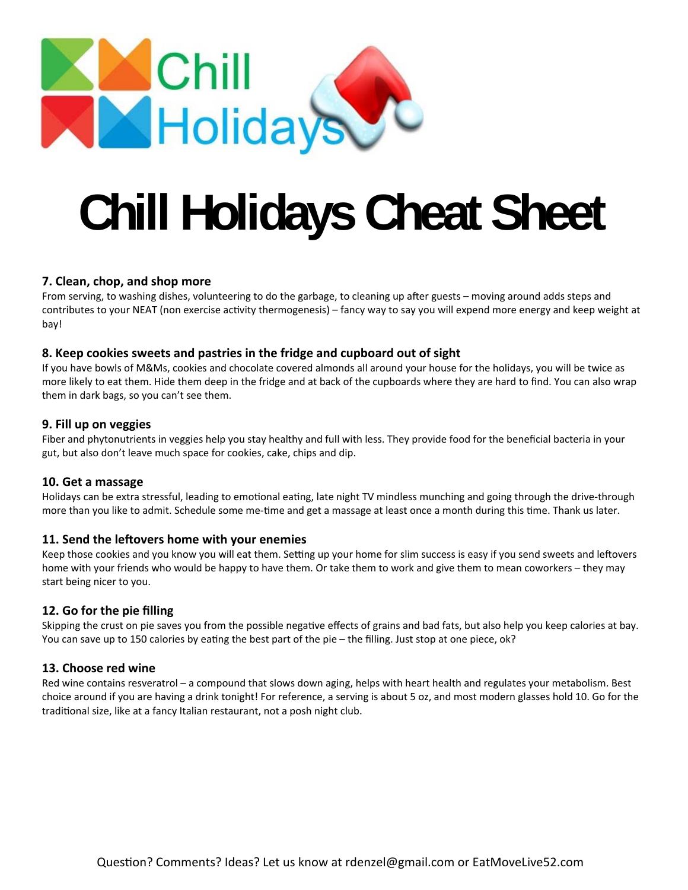# Chill Holidays Cheat Sheet

### 7. Clean, chop, and shop more

From serving, to washing dishes, volunteering to do the garbage, to cleaning up after guests – moving around adds steps and contributes to your NEAT (non exercise activity thermogenesis) – fancy way to say you will expend more energy and keep weight at bay!

### 8. Keep cookies sweets and pastries in the fridge and cupboard out of sight

If you have bowls of M&Ms, cookies and chocolate covered almonds all around your house for the holidays, you will be twice as more likely to eat them. Hide them deep in the fridge and at back of the cupboards where they are hard to find. You can also wrap them in dark bags, so you can't see them.

### 9. Fill up on veggies

Fiber and phytonutrients in veggies help you stay healthy and full with less. They provide food for the beneficial bacteria in your gut, but also don't leave much space for cookies, cake, chips and dip.

### 10. Get a massage

Holidays can be extra stressful, leading to emotional eating, late night TV mindless munching and going through the drive-through more than you like to admit. Schedule some me-time and get a massage at least once a month during this time. Thank us later.

### 11. Send the leftovers home with your enemies

Keep those cookies and you know you will eat them. Setting up your home for slim success is easy if you send sweets and leftovers home with your friends who would be happy to have them. Or take them to work and give them to mean coworkers – they may start being nicer to you.

### 12. Go for the pie filling

Skipping the crust on pie saves you from the possible negative effects of grains and bad fats, but also help you keep calories at bay. You can save up to 150 calories by eating the best part of the pie – the filling. Just stop at one piece, ok?

### 13. Choose red wine

Red wine contains resveratrol – a compound that slows down aging, helps with heart health and regulates your metabolism. Best choice around if you are having a drink tonight! For reference, a serving is about 5 oz, and most modern glasses hold 10. Go for the traditional size, like at a fancy Italian restaurant, not a posh night club.

Question? Comments? Ideas? Let us know at rdenzel@gmail.com or EatMoveLive52.com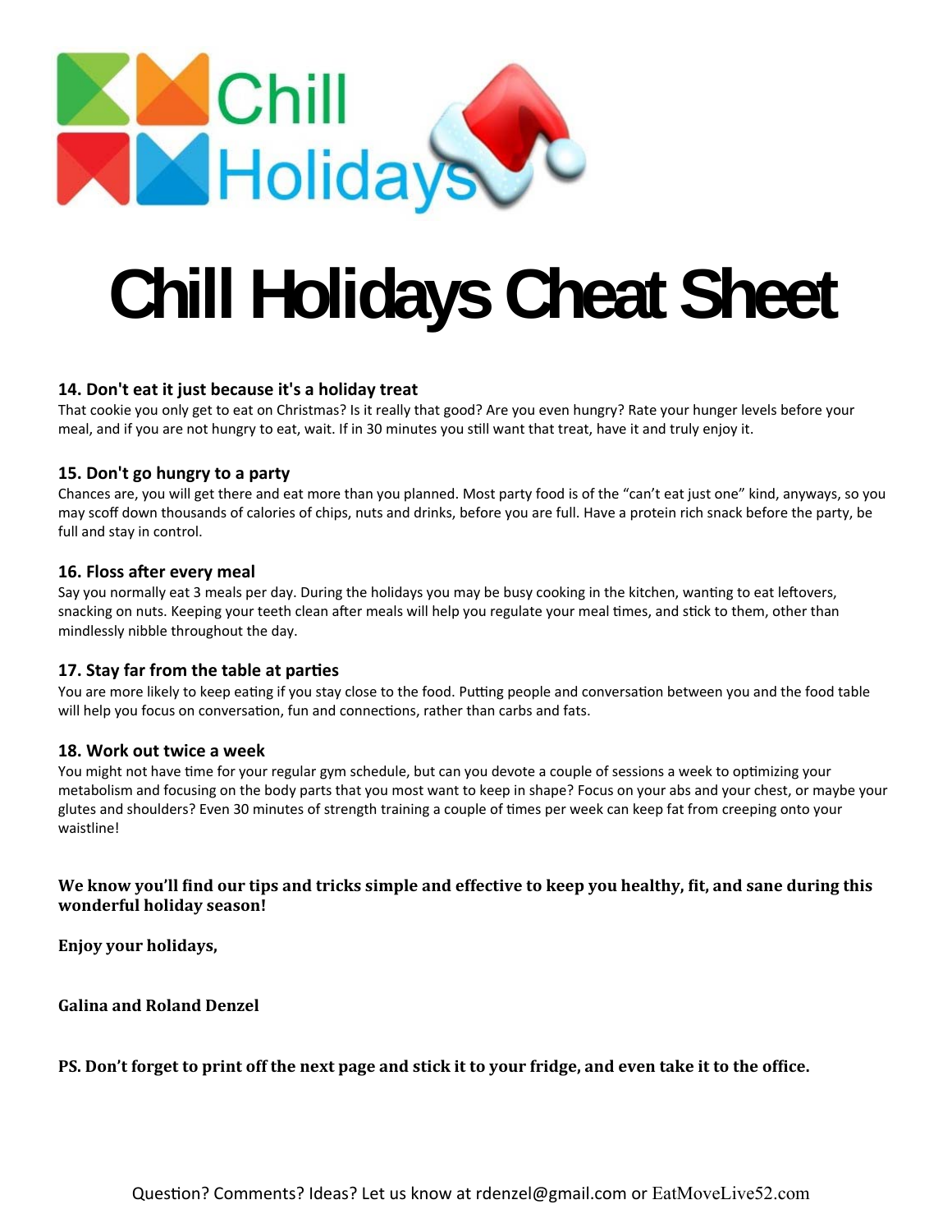# Chill Holidays Cheat Sheet

### 14. Don't eat it just because it's a holiday treat

That cookie you only get to eat on Christmas? Is it really that good? Are you even hungry? Rate your hunger levels before your meal, and if you are not hungry to eat, wait. If in 30 minutes you still want that treat, have it and truly enjoy it.

### 15. Don't go hungry to a party

Chances are, you will get there and eat more than you planned. Most party food is of the "can't eat just one" kind, anyways, so you may scoff down thousands of calories of chips, nuts and drinks, before you are full. Have a protein rich snack before the party, be full and stay in control.

### 16. Floss after every meal

Say you normally eat 3 meals per day. During the holidays you may be busy cooking in the kitchen, wanting to eat leftovers, snacking on nuts. Keeping your teeth clean after meals will help you regulate your meal times, and stick to them, other than mindlessly nibble throughout the day.

### 17. Stay far from the table at parties

You are more likely to keep eating if you stay close to the food. Putting people and conversation between you and the food table will help you focus on conversation, fun and connections, rather than carbs and fats.

### 18. Work out twice a week

You might not have time for your regular gym schedule, but can you devote a couple of sessions a week to optimizing your metabolism and focusing on the body parts that you most want to keep in shape? Focus on your abs and your chest, or maybe your glutes and shoulders? Even 30 minutes of strength training a couple of times per week can keep fat from creeping onto your waistline!

**We know you'll find our tips and tricks simple and effective to keep you healthy, fit, and sane during this wonderful holiday season!**

**Enjoy your holidays,**

**Galina and Roland Denzel**

**PS. Don't forget to print off the next page and stick it to your fridge, and even take it to the office.**

Question? Comments? Ideas? Let us know at rdenzel@gmail.com or EatMoveLive52.com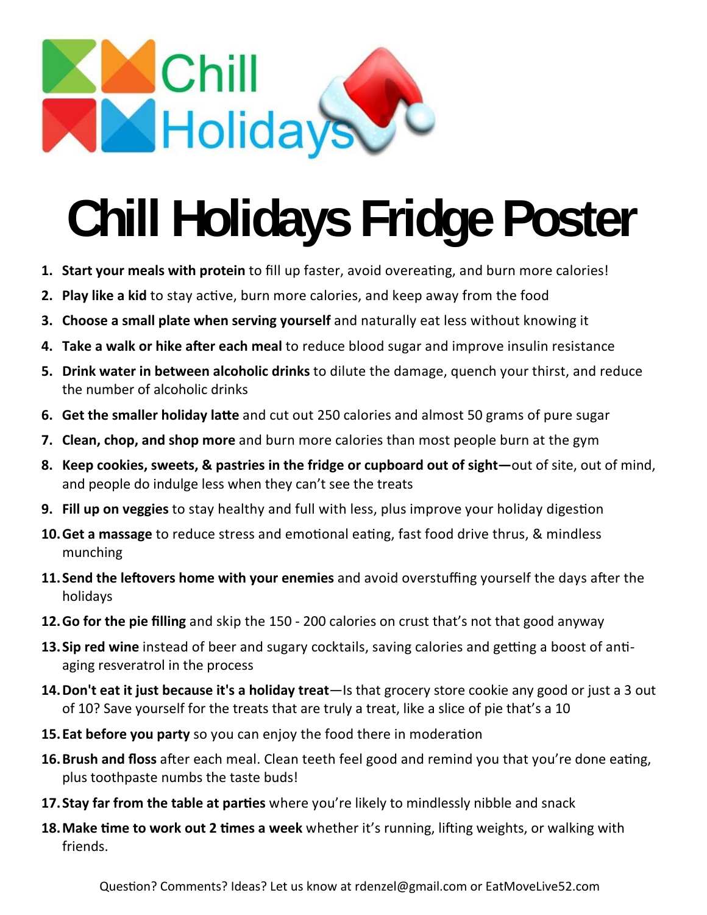Chill Holidays

# Chill Holidays Fridge Poster

1. **Start your meals with protein** to fill up faster, avoid overeating, and burn more calories!
2. **Play like a kid** to stay active, burn more calories, and keep away from the food
3. **Choose a small plate when serving yourself** and naturally eat less without knowing it
4. **Take a walk or hike after each meal** to reduce blood sugar and improve insulin resistance
5. **Drink water in between alcoholic drinks** to dilute the damage, quench your thirst, and reduce the number of alcoholic drinks
6. **Get the smaller holiday latte** and cut out 250 calories and almost 50 grams of pure sugar
7. **Clean, chop, and shop more** and burn more calories than most people burn at the gym
8. **Keep cookies, sweets, & pastries in the fridge or cupboard out of sight—**out of site, out of mind, and people do indulge less when they can't see the treats
9. **Fill up on veggies** to stay healthy and full with less, plus improve your holiday digestion
10. **Get a massage** to reduce stress and emotional eating, fast food drive thrus, & mindless munching
11. **Send the leftovers home with your enemies** and avoid overstuffing yourself the days after the holidays
12. **Go for the pie filling** and skip the 150 - 200 calories on crust that's not that good anyway
13. **Sip red wine** instead of beer and sugary cocktails, saving calories and getting a boost of anti-aging resveratrol in the process
14. **Don't eat it just because it's a holiday treat**—Is that grocery store cookie any good or just a 3 out of 10? Save yourself for the treats that are truly a treat, like a slice of pie that's a 10
15. **Eat before you party** so you can enjoy the food there in moderation
16. **Brush and floss** after each meal. Clean teeth feel good and remind you that you're done eating, plus toothpaste numbs the taste buds!
17. **Stay far from the table at parties** where you're likely to mindlessly nibble and snack
18. **Make time to work out 2 times a week** whether it's running, lifting weights, or walking with friends.

Question? Comments? Ideas? Let us know at rdenzel@gmail.com or EatMoveLive52.com